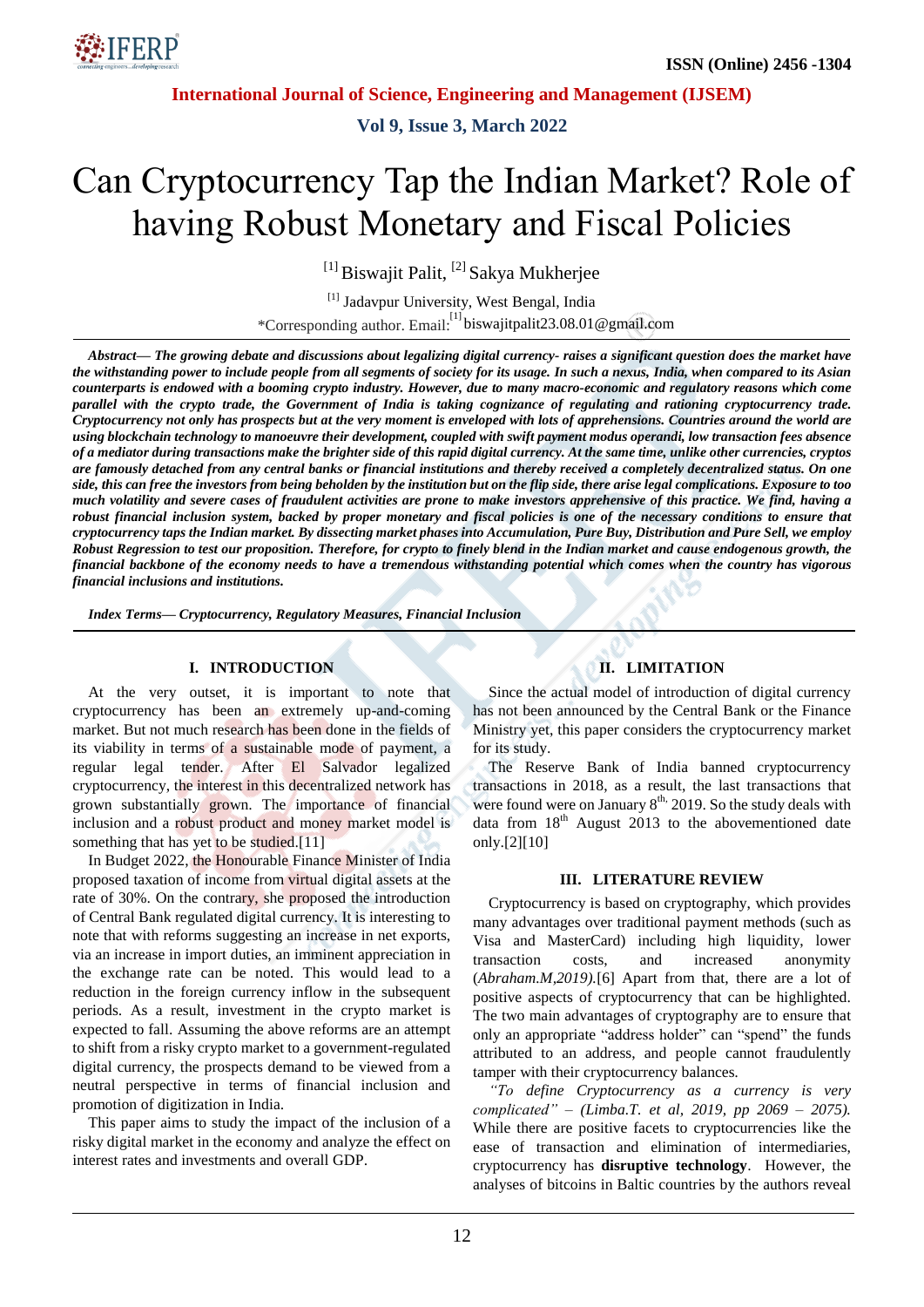# Can Cryptocurrency Tap the Indian Market? Role of having Robust Monetary and Fiscal Policies

[1] Biswajit Palit, [2] Sakya Mukherjee

[1] Jadavpur University, West Bengal, India
*Corresponding author. Email: [1] biswajitpalit23.08.01@gmail.com

***Abstract*— *The growing debate and discussions about legalizing digital currency- raises a significant question does the market have the withstanding power to include people from all segments of society for its usage. In such a nexus, India, when compared to its Asian counterparts is endowed with a booming crypto industry. However, due to many macro-economic and regulatory reasons which come parallel with the crypto trade, the Government of India is taking cognizance of regulating and rationing cryptocurrency trade. Cryptocurrency not only has prospects but at the very moment is enveloped with lots of apprehensions. Countries around the world are using blockchain technology to manoeuvre their development, coupled with swift payment modus operandi, low transaction fees absence of a mediator during transactions make the brighter side of this rapid digital currency. At the same time, unlike other currencies, cryptos are famously detached from any central banks or financial institutions and thereby received a completely decentralized status. On one side, this can free the investors from being beholden by the institution but on the flip side, there arise legal complications. Exposure to too much volatility and severe cases of fraudulent activities are prone to make investors apprehensive of this practice. We find, having a robust financial inclusion system, backed by proper monetary and fiscal policies is one of the necessary conditions to ensure that cryptocurrency taps the Indian market. By dissecting market phases into Accumulation, Pure Buy, Distribution and Pure Sell, we employ Robust Regression to test our proposition. Therefore, for crypto to finely blend in the Indian market and cause endogenous growth, the financial backbone of the economy needs to have a tremendous withstanding potential which comes when the country has vigorous financial inclusions and institutions.***

***Index Terms*— *Cryptocurrency, Regulatory Measures, Financial Inclusion***

## I. INTRODUCTION

At the very outset, it is important to note that cryptocurrency has been an extremely up-and-coming market. But not much research has been done in the fields of its viability in terms of a sustainable mode of payment, a regular legal tender. After El Salvador legalized cryptocurrency, the interest in this decentralized network has grown substantially. The importance of financial inclusion and a robust product and money market model is something that has yet to be studied.[11]

In Budget 2022, the Honourable Finance Minister of India proposed taxation of income from virtual digital assets at the rate of 30%. On the contrary, she proposed the introduction of Central Bank regulated digital currency. It is interesting to note that with reforms suggesting an increase in net exports, via an increase in import duties, an imminent appreciation in the exchange rate can be noted. This would lead to a reduction in the foreign currency inflow in the subsequent periods. As a result, investment in the crypto market is expected to fall. Assuming the above reforms are an attempt to shift from a risky crypto market to a government-regulated digital currency, the prospects demand to be viewed from a neutral perspective in terms of financial inclusion and promotion of digitization in India.

This paper aims to study the impact of the inclusion of a risky digital market in the economy and analyze the effect on interest rates and investments and overall GDP.

## II. LIMITATION

Since the actual model of introduction of digital currency has not been announced by the Central Bank or the Finance Ministry yet, this paper considers the cryptocurrency market for its study.

The Reserve Bank of India banned cryptocurrency transactions in 2018, as a result, the last transactions that were found were on January 8th, 2019. So the study deals with data from 18th August 2013 to the abovementioned date only.[2][10]

## III. LITERATURE REVIEW

Cryptocurrency is based on cryptography, which provides many advantages over traditional payment methods (such as Visa and MasterCard) including high liquidity, lower transaction costs, and increased anonymity (*Abraham.M,2019)*.[6] Apart from that, there are a lot of positive aspects of cryptocurrency that can be highlighted. The two main advantages of cryptography are to ensure that only an appropriate "address holder" can "spend" the funds attributed to an address, and people cannot fraudulently tamper with their cryptocurrency balances.

*"To define Cryptocurrency as a currency is very complicated" – (Limba.T. et al, 2019, pp 2069 – 2075).* While there are positive facets to cryptocurrencies like the ease of transaction and elimination of intermediaries, cryptocurrency has **disruptive technology**. However, the analyses of bitcoins in Baltic countries by the authors reveal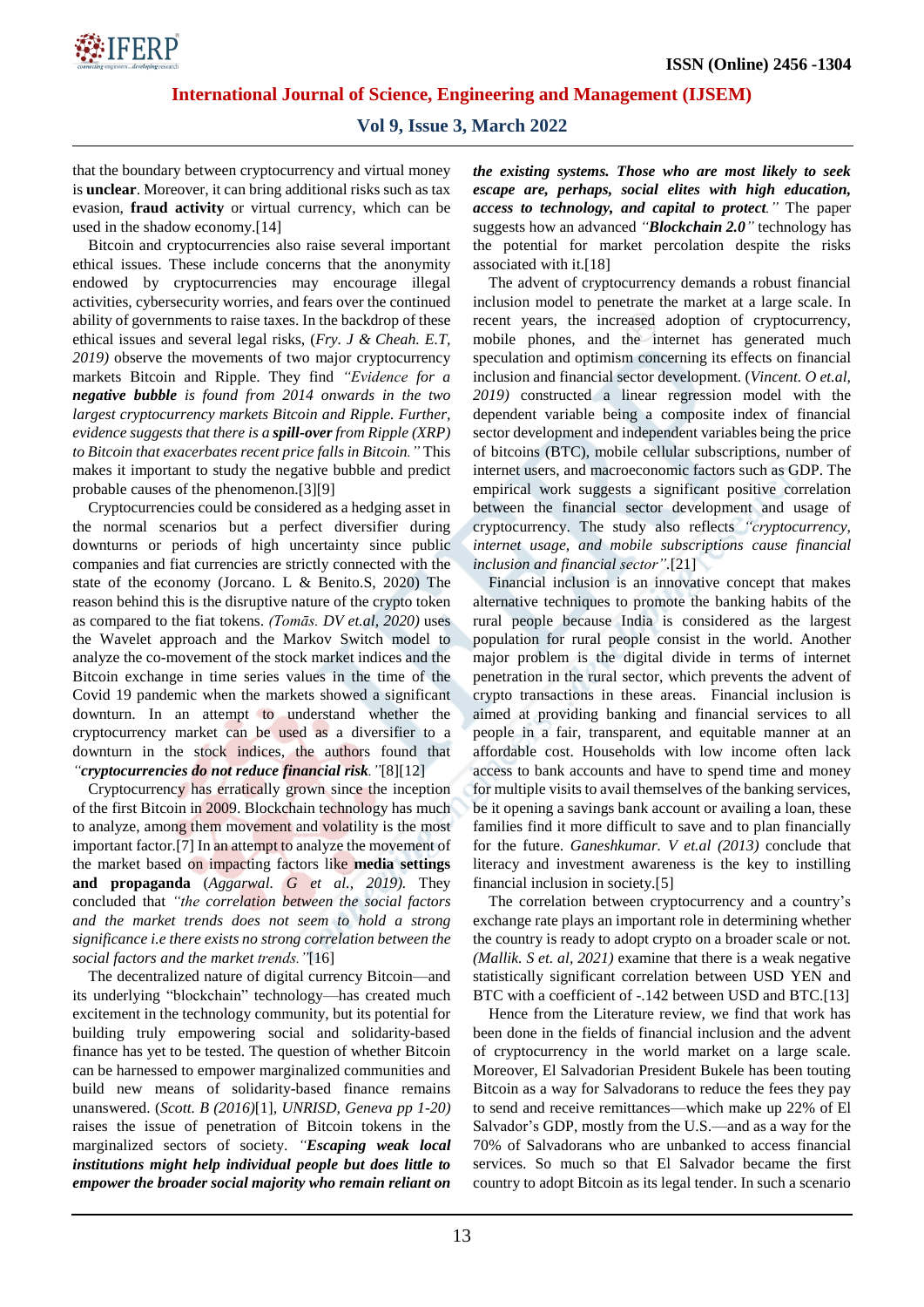that the boundary between cryptocurrency and virtual money is **unclear**. Moreover, it can bring additional risks such as tax evasion, **fraud activity** or virtual currency, which can be used in the shadow economy.[14]

Bitcoin and cryptocurrencies also raise several important ethical issues. These include concerns that the anonymity endowed by cryptocurrencies may encourage illegal activities, cybersecurity worries, and fears over the continued ability of governments to raise taxes. In the backdrop of these ethical issues and several legal risks, (*Fry. J & Cheah. E.T, 2019)* observe the movements of two major cryptocurrency markets Bitcoin and Ripple. They find *"Evidence for a **negative bubble** is found from 2014 onwards in the two largest cryptocurrency markets Bitcoin and Ripple. Further, evidence suggests that there is a **spill-over** from Ripple (XRP) to Bitcoin that exacerbates recent price falls in Bitcoin."* This makes it important to study the negative bubble and predict probable causes of the phenomenon.[3][9]

Cryptocurrencies could be considered as a hedging asset in the normal scenarios but a perfect diversifier during downturns or periods of high uncertainty since public companies and fiat currencies are strictly connected with the state of the economy (Jorcano. L & Benito.S, 2020) The reason behind this is the disruptive nature of the crypto token as compared to the fiat tokens. *(Tomās. DV et.al, 2020)* uses the Wavelet approach and the Markov Switch model to analyze the co-movement of the stock market indices and the Bitcoin exchange in time series values in the time of the Covid 19 pandemic when the markets showed a significant downturn. In an attempt to understand whether the cryptocurrency market can be used as a diversifier to a downturn in the stock indices, the authors found that *"**cryptocurrencies do not reduce financial risk**."*[8][12]

Cryptocurrency has erratically grown since the inception of the first Bitcoin in 2009. Blockchain technology has much to analyze, among them movement and volatility is the most important factor.[7] In an attempt to analyze the movement of the market based on impacting factors like **media settings and propaganda** (*Aggarwal. G et al., 2019).* They concluded that *"the correlation between the social factors and the market trends does not seem to hold a strong significance i.e there exists no strong correlation between the social factors and the market trends."*[16]

The decentralized nature of digital currency Bitcoin—and its underlying "blockchain" technology—has created much excitement in the technology community, but its potential for building truly empowering social and solidarity-based finance has yet to be tested. The question of whether Bitcoin can be harnessed to empower marginalized communities and build new means of solidarity-based finance remains unanswered. (*Scott. B (2016)*[1]*, UNRISD, Geneva pp 1-20)* raises the issue of penetration of Bitcoin tokens in the marginalized sectors of society. *"**Escaping weak local institutions might help individual people but does little to empower the broader social majority who remain reliant on the existing systems. Those who are most likely to seek escape are, perhaps, social elites with high education, access to technology, and capital to protect**."* The paper suggests how an advanced *"**Blockchain 2.0**"* technology has the potential for market percolation despite the risks associated with it.[18]

The advent of cryptocurrency demands a robust financial inclusion model to penetrate the market at a large scale. In recent years, the increased adoption of cryptocurrency, mobile phones, and the internet has generated much speculation and optimism concerning its effects on financial inclusion and financial sector development. (*Vincent. O et.al, 2019)* constructed a linear regression model with the dependent variable being a composite index of financial sector development and independent variables being the price of bitcoins (BTC), mobile cellular subscriptions, number of internet users, and macroeconomic factors such as GDP. The empirical work suggests a significant positive correlation between the financial sector development and usage of cryptocurrency. The study also reflects *"cryptocurrency, internet usage, and mobile subscriptions cause financial inclusion and financial sector"*.[21]

Financial inclusion is an innovative concept that makes alternative techniques to promote the banking habits of the rural people because India is considered as the largest population for rural people consist in the world. Another major problem is the digital divide in terms of internet penetration in the rural sector, which prevents the advent of crypto transactions in these areas. Financial inclusion is aimed at providing banking and financial services to all people in a fair, transparent, and equitable manner at an affordable cost. Households with low income often lack access to bank accounts and have to spend time and money for multiple visits to avail themselves of the banking services, be it opening a savings bank account or availing a loan, these families find it more difficult to save and to plan financially for the future. *Ganeshkumar. V et.al (2013)* conclude that literacy and investment awareness is the key to instilling financial inclusion in society.[5]

The correlation between cryptocurrency and a country's exchange rate plays an important role in determining whether the country is ready to adopt crypto on a broader scale or not. *(Mallik. S et. al, 2021)* examine that there is a weak negative statistically significant correlation between USD YEN and BTC with a coefficient of -.142 between USD and BTC.[13]

Hence from the Literature review, we find that work has been done in the fields of financial inclusion and the advent of cryptocurrency in the world market on a large scale. Moreover, El Salvadorian President Bukele has been touting Bitcoin as a way for Salvadorans to reduce the fees they pay to send and receive remittances—which make up 22% of El Salvador's GDP, mostly from the U.S.—and as a way for the 70% of Salvadorans who are unbanked to access financial services. So much so that El Salvador became the first country to adopt Bitcoin as its legal tender. In such a scenario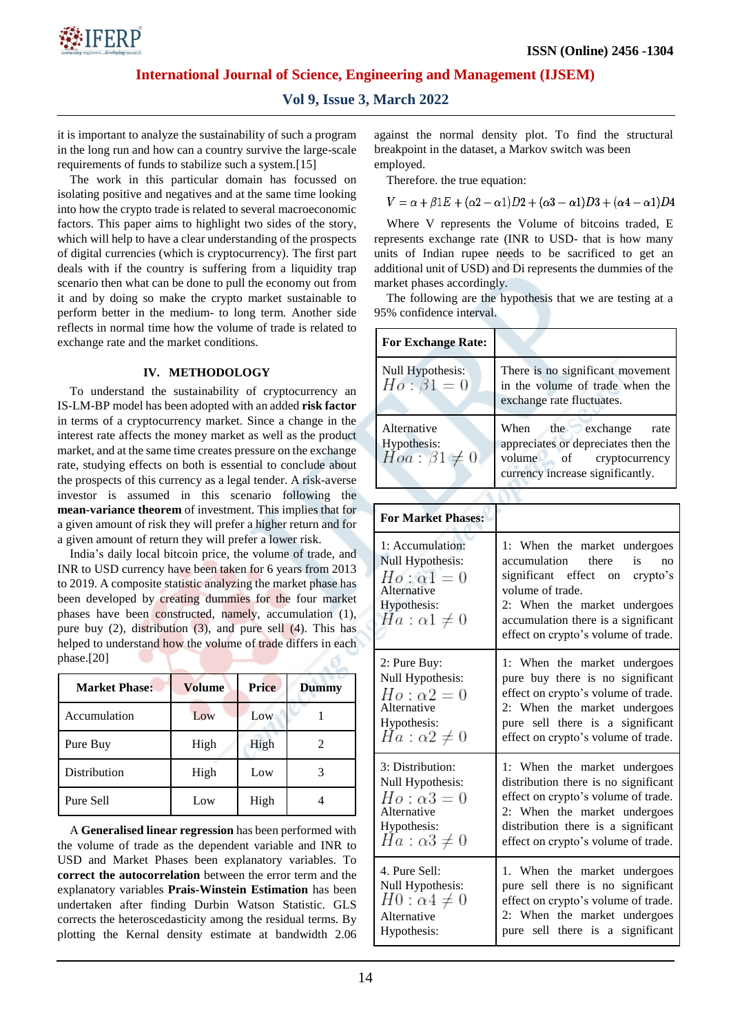it is important to analyze the sustainability of such a program in the long run and how can a country survive the large-scale requirements of funds to stabilize such a system.[15]

The work in this particular domain has focussed on isolating positive and negatives and at the same time looking into how the crypto trade is related to several macroeconomic factors. This paper aims to highlight two sides of the story, which will help to have a clear understanding of the prospects of digital currencies (which is cryptocurrency). The first part deals with if the country is suffering from a liquidity trap scenario then what can be done to pull the economy out from it and by doing so make the crypto market sustainable to perform better in the medium- to long term. Another side reflects in normal time how the volume of trade is related to exchange rate and the market conditions.

## IV. METHODOLOGY

To understand the sustainability of cryptocurrency an IS-LM-BP model has been adopted with an added **risk factor** in terms of a cryptocurrency market. Since a change in the interest rate affects the money market as well as the product market, and at the same time creates pressure on the exchange rate, studying effects on both is essential to conclude about the prospects of this currency as a legal tender. A risk-averse investor is assumed in this scenario following the **mean-variance theorem** of investment. This implies that for a given amount of risk they will prefer a higher return and for a given amount of return they will prefer a lower risk.

India's daily local bitcoin price, the volume of trade, and INR to USD currency have been taken for 6 years from 2013 to 2019. A composite statistic analyzing the market phase has been developed by creating dummies for the four market phases have been constructed, namely, accumulation (1), pure buy (2), distribution (3), and pure sell (4). This has helped to understand how the volume of trade differs in each phase.[20]

| Market Phase: | Volume | Price | Dummy |
|---|---|---|---|
| Accumulation | Low | Low | 1 |
| Pure Buy | High | High | 2 |
| Distribution | High | Low | 3 |
| Pure Sell | Low | High | 4 |

A **Generalised linear regression** has been performed with the volume of trade as the dependent variable and INR to USD and Market Phases been explanatory variables. To **correct the autocorrelation** between the error term and the explanatory variables **Prais-Winstein Estimation** has been undertaken after finding Durbin Watson Statistic. GLS corrects the heteroscedasticity among the residual terms. By plotting the Kernal density estimate at bandwidth 2.06 against the normal density plot. To find the structural breakpoint in the dataset, a Markov switch was been employed.

Therefore. the true equation:

$$V = \alpha + \beta 1E + (\alpha 2 - \alpha 1)D2 + (\alpha 3 - \alpha 1)D3 + (\alpha 4 - \alpha 1)D4$$

Where V represents the Volume of bitcoins traded, E represents exchange rate (INR to USD- that is how many units of Indian rupee needs to be sacrificed to get an additional unit of USD) and Di represents the dummies of the market phases accordingly.

The following are the hypothesis that we are testing at a 95% confidence interval.

| **For Exchange Rate:** | |
|---|---|
| Null Hypothesis: $Ho : \beta 1 = 0$ | There is no significant movement in the volume of trade when the exchange rate fluctuates. |
| Alternative Hypothesis: $Hoa : \beta 1 \neq 0$ | When the exchange rate appreciates or depreciates then the volume of cryptocurrency currency increase significantly. |

| **For Market Phases:** | |
|---|---|
| 1: Accumulation: Null Hypothesis: $Ho : \alpha 1 = 0$ Alternative Hypothesis: $Ha : \alpha 1 \neq 0$ | 1: When the market undergoes accumulation there is no significant effect on crypto's volume of trade. 2: When the market undergoes accumulation there is a significant effect on crypto's volume of trade. |
| 2: Pure Buy: Null Hypothesis: $Ho : \alpha 2 = 0$ Alternative Hypothesis: $Ha : \alpha 2 \neq 0$ | 1: When the market undergoes pure buy there is no significant effect on crypto's volume of trade. 2: When the market undergoes pure sell there is a significant effect on crypto's volume of trade. |
| 3: Distribution: Null Hypothesis: $Ho : \alpha 3 = 0$ Alternative Hypothesis: $Ha : \alpha 3 \neq 0$ | 1: When the market undergoes distribution there is no significant effect on crypto's volume of trade. 2: When the market undergoes distribution there is a significant effect on crypto's volume of trade. |
| 4. Pure Sell: Null Hypothesis: $H0 : \alpha 4 \neq 0$ Alternative Hypothesis: | 1. When the market undergoes pure sell there is no significant effect on crypto's volume of trade. 2: When the market undergoes pure sell there is a significant |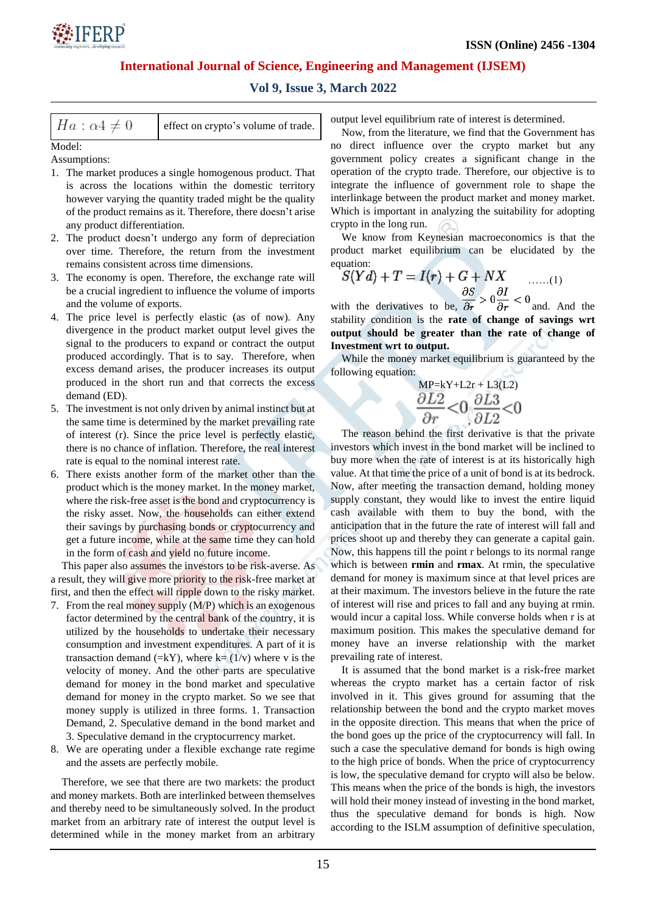| $Ha : \alpha 4 \neq 0$ | effect on crypto's volume of trade. |
|---|---|

Model:

Assumptions:

1. The market produces a single homogenous product. That is across the locations within the domestic territory however varying the quantity traded might be the quality of the product remains as it. Therefore, there doesn't arise any product differentiation.
2. The product doesn't undergo any form of depreciation over time. Therefore, the return from the investment remains consistent across time dimensions.
3. The economy is open. Therefore, the exchange rate will be a crucial ingredient to influence the volume of imports and the volume of exports.
4. The price level is perfectly elastic (as of now). Any divergence in the product market output level gives the signal to the producers to expand or contract the output produced accordingly. That is to say. Therefore, when excess demand arises, the producer increases its output produced in the short run and that corrects the excess demand (ED).
5. The investment is not only driven by animal instinct but at the same time is determined by the market prevailing rate of interest (r). Since the price level is perfectly elastic, there is no chance of inflation. Therefore, the real interest rate is equal to the nominal interest rate.
6. There exists another form of the market other than the product which is the money market. In the money market, where the risk-free asset is the bond and cryptocurrency is the risky asset. Now, the households can either extend their savings by purchasing bonds or cryptocurrency and get a future income, while at the same time they can hold in the form of cash and yield no future income.

This paper also assumes the investors to be risk-averse. As a result, they will give more priority to the risk-free market at first, and then the effect will ripple down to the risky market.

7. From the real money supply (M/P) which is an exogenous factor determined by the central bank of the country, it is utilized by the households to undertake their necessary consumption and investment expenditures. A part of it is transaction demand (=kY), where k= (1/v) where v is the velocity of money. And the other parts are speculative demand for money in the bond market and speculative demand for money in the crypto market. So we see that money supply is utilized in three forms. 1. Transaction Demand, 2. Speculative demand in the bond market and 3. Speculative demand in the cryptocurrency market.
8. We are operating under a flexible exchange rate regime and the assets are perfectly mobile.

Therefore, we see that there are two markets: the product and money markets. Both are interlinked between themselves and thereby need to be simultaneously solved. In the product market from an arbitrary rate of interest the output level is determined while in the money market from an arbitrary output level equilibrium rate of interest is determined.

Now, from the literature, we find that the Government has no direct influence over the crypto market but any government policy creates a significant change in the operation of the crypto trade. Therefore, our objective is to integrate the influence of government role to shape the interlinkage between the product market and money market. Which is important in analyzing the suitability for adopting crypto in the long run.

We know from Keynesian macroeconomics is that the product market equilibrium can be elucidated by the equation:

$$S(Yd) + T = I(r) + G + NX \qquad \ldots\ldots(1)$$

with the derivatives to be, $\frac{\partial S}{\partial r} > 0$ $\frac{\partial I}{\partial r} < 0$ and. And the stability condition is the **rate of change of savings wrt output should be greater than the rate of change of Investment wrt to output.**

While the money market equilibrium is guaranteed by the following equation:

$$MP = kY + L2r + L3(L2)$$

$$\frac{\partial L2}{\partial r} < 0 \, , \, \frac{\partial L3}{\partial L2} < 0$$

The reason behind the first derivative is that the private investors which invest in the bond market will be inclined to buy more when the rate of interest is at its historically high value. At that time the price of a unit of bond is at its bedrock. Now, after meeting the transaction demand, holding money supply constant, they would like to invest the entire liquid cash available with them to buy the bond, with the anticipation that in the future the rate of interest will fall and prices shoot up and thereby they can generate a capital gain. Now, this happens till the point r belongs to its normal range which is between **rmin** and **rmax**. At rmin, the speculative demand for money is maximum since at that level prices are at their maximum. The investors believe in the future the rate of interest will rise and prices to fall and any buying at rmin. would incur a capital loss. While converse holds when r is at maximum position. This makes the speculative demand for money have an inverse relationship with the market prevailing rate of interest.

It is assumed that the bond market is a risk-free market whereas the crypto market has a certain factor of risk involved in it. This gives ground for assuming that the relationship between the bond and the crypto market moves in the opposite direction. This means that when the price of the bond goes up the price of the cryptocurrency will fall. In such a case the speculative demand for bonds is high owing to the high price of bonds. When the price of cryptocurrency is low, the speculative demand for crypto will also be below. This means when the price of the bonds is high, the investors will hold their money instead of investing in the bond market, thus the speculative demand for bonds is high. Now according to the ISLM assumption of definitive speculation,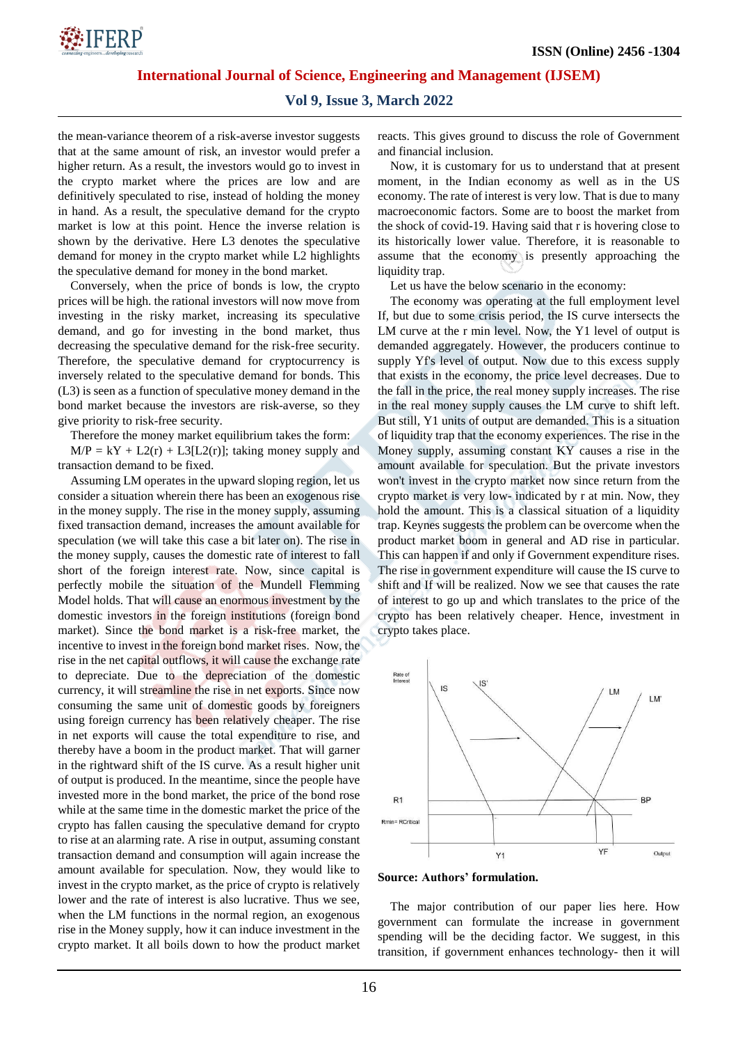the mean-variance theorem of a risk-averse investor suggests that at the same amount of risk, an investor would prefer a higher return. As a result, the investors would go to invest in the crypto market where the prices are low and are definitively speculated to rise, instead of holding the money in hand. As a result, the speculative demand for the crypto market is low at this point. Hence the inverse relation is shown by the derivative. Here L3 denotes the speculative demand for money in the crypto market while L2 highlights the speculative demand for money in the bond market.

Conversely, when the price of bonds is low, the crypto prices will be high. the rational investors will now move from investing in the risky market, increasing its speculative demand, and go for investing in the bond market, thus decreasing the speculative demand for the risk-free security. Therefore, the speculative demand for cryptocurrency is inversely related to the speculative demand for bonds. This (L3) is seen as a function of speculative money demand in the bond market because the investors are risk-averse, so they give priority to risk-free security.

Therefore the money market equilibrium takes the form:

$M/P = kY + L2(r) + L3[L2(r)]$; taking money supply and transaction demand to be fixed.

Assuming LM operates in the upward sloping region, let us consider a situation wherein there has been an exogenous rise in the money supply. The rise in the money supply, assuming fixed transaction demand, increases the amount available for speculation (we will take this case a bit later on). The rise in the money supply, causes the domestic rate of interest to fall short of the foreign interest rate. Now, since capital is perfectly mobile the situation of the Mundell Flemming Model holds. That will cause an enormous investment by the domestic investors in the foreign institutions (foreign bond market). Since the bond market is a risk-free market, the incentive to invest in the foreign bond market rises. Now, the rise in the net capital outflows, it will cause the exchange rate to depreciate. Due to the depreciation of the domestic currency, it will streamline the rise in net exports. Since now consuming the same unit of domestic goods by foreigners using foreign currency has been relatively cheaper. The rise in net exports will cause the total expenditure to rise, and thereby have a boom in the product market. That will garner in the rightward shift of the IS curve. As a result higher unit of output is produced. In the meantime, since the people have invested more in the bond market, the price of the bond rose while at the same time in the domestic market the price of the crypto has fallen causing the speculative demand for crypto to rise at an alarming rate. A rise in output, assuming constant transaction demand and consumption will again increase the amount available for speculation. Now, they would like to invest in the crypto market, as the price of crypto is relatively lower and the rate of interest is also lucrative. Thus we see, when the LM functions in the normal region, an exogenous rise in the Money supply, how it can induce investment in the crypto market. It all boils down to how the product market reacts. This gives ground to discuss the role of Government and financial inclusion.

Now, it is customary for us to understand that at present moment, in the Indian economy as well as in the US economy. The rate of interest is very low. That is due to many macroeconomic factors. Some are to boost the market from the shock of covid-19. Having said that r is hovering close to its historically lower value. Therefore, it is reasonable to assume that the economy is presently approaching the liquidity trap.

Let us have the below scenario in the economy:

The economy was operating at the full employment level If, but due to some crisis period, the IS curve intersects the LM curve at the r min level. Now, the Y1 level of output is demanded aggregately. However, the producers continue to supply Yf's level of output. Now due to this excess supply that exists in the economy, the price level decreases. Due to the fall in the price, the real money supply increases. The rise in the real money supply causes the LM curve to shift left. But still, Y1 units of output are demanded. This is a situation of liquidity trap that the economy experiences. The rise in the Money supply, assuming constant KY causes a rise in the amount available for speculation. But the private investors won't invest in the crypto market now since return from the crypto market is very low- indicated by r at min. Now, they hold the amount. This is a classical situation of a liquidity trap. Keynes suggests the problem can be overcome when the product market boom in general and AD rise in particular. This can happen if and only if Government expenditure rises. The rise in government expenditure will cause the IS curve to shift and If will be realized. Now we see that causes the rate of interest to go up and which translates to the price of the crypto has been relatively cheaper. Hence, investment in crypto takes place.

**Source: Authors' formulation.**

The major contribution of our paper lies here. How government can formulate the increase in government spending will be the deciding factor. We suggest, in this transition, if government enhances technology- then it will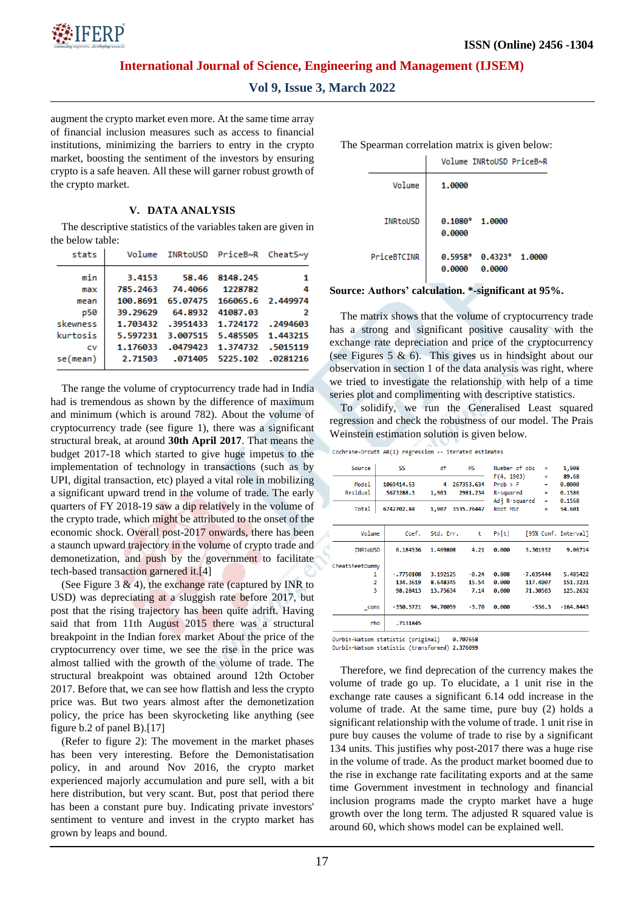augment the crypto market even more. At the same time array of financial inclusion measures such as access to financial institutions, minimizing the barriers to entry in the crypto market, boosting the sentiment of the investors by ensuring crypto is a safe heaven. All these will garner robust growth of the crypto market.

## V. DATA ANALYSIS

The descriptive statistics of the variables taken are given in the below table:

| stats | Volume | INRtoUSD | PriceB~R | CheatS~y |
|---|---|---|---|---|
| min | 3.4153 | 58.46 | 8148.245 | 1 |
| max | 785.2463 | 74.4066 | 1228782 | 4 |
| mean | 100.8691 | 65.07475 | 166065.6 | 2.449974 |
| p50 | 39.29629 | 64.8932 | 41087.03 | 2 |
| skewness | 1.703432 | .3951433 | 1.724172 | .2494603 |
| kurtosis | 5.597231 | 3.007515 | 5.485505 | 1.443215 |
| cv | 1.176033 | .0479423 | 1.374732 | .5015119 |
| se(mean) | 2.71503 | .071405 | 5225.102 | .0281216 |

The range the volume of cryptocurrency trade had in India had is tremendous as shown by the difference of maximum and minimum (which is around 782). About the volume of cryptocurrency trade (see figure 1), there was a significant structural break, at around **30th April 2017**. That means the budget 2017-18 which started to give huge impetus to the implementation of technology in transactions (such as by UPI, digital transaction, etc) played a vital role in mobilizing a significant upward trend in the volume of trade. The early quarters of FY 2018-19 saw a dip relatively in the volume of the crypto trade, which might be attributed to the onset of the economic shock. Overall post-2017 onwards, there has been a staunch upward trajectory in the volume of crypto trade and demonetization, and push by the government to facilitate tech-based transaction garnered it.[4]

(See Figure 3 & 4), the exchange rate (captured by INR to USD) was depreciating at a sluggish rate before 2017, but post that the rising trajectory has been quite adrift. Having said that from 11th August 2015 there was a structural breakpoint in the Indian forex market About the price of the cryptocurrency over time, we see the rise in the price was almost tallied with the growth of the volume of trade. The structural breakpoint was obtained around 12th October 2017. Before that, we can see how flattish and less the crypto price was. But two years almost after the demonetization policy, the price has been skyrocketing like anything (see figure b.2 of panel B).[17]

(Refer to figure 2): The movement in the market phases has been very interesting. Before the Demonistatisation policy, in and around Nov 2016, the crypto market experienced majorly accumulation and pure sell, with a bit here distribution, but very scant. But, post that period there has been a constant pure buy. Indicating private investors' sentiment to venture and invest in the crypto market has grown by leaps and bound.

The Spearman correlation matrix is given below:

| | Volume | INRtoUSD | PriceB~R |
|---|---|---|---|
| Volume | 1.0000 | | |
| INRtoUSD | 0.1080* | 1.0000 | |
| | 0.0000 | | |
| PriceBTCINR | 0.5958* | 0.4323* | 1.0000 |
| | 0.0000 | 0.0000 | |

**Source: Authors' calculation. *-significant at 95%.**

The matrix shows that the volume of cryptocurrency trade has a strong and significant positive causality with the exchange rate depreciation and price of the cryptocurrency (see Figures 5 & 6). This gives us in hindsight about our observation in section 1 of the data analysis was right, where we tried to investigate the relationship with help of a time series plot and complimenting with descriptive statistics.

To solidify, we run the Generalised Least squared regression and check the robustness of our model. The Prais Weinstein estimation solution is given below.

Cochrane-Orcutt AR(1) regression -- iterated estimates

| Source | SS | df | MS |
|---|---|---|---|
| Model | 1069414.53 | 4 | 267353.634 |
| Residual | 5673288.3 | 1,903 | 2981.234 |
| Total | 6742702.84 | 1,907 | 3535.76447 |

| | | |
|---|---|---|
| Number of obs | = | 1,908 |
| F(4, 1903) | = | 89.68 |
| Prob > F | = | 0.0000 |
| R-squared | = | 0.1586 |
| Adj R-squared | = | 0.1568 |
| Root MSE | = | 54.601 |

| Volume | Coef. | Std. Err. | t | P>\|t\| | [95% Conf. | Interval] |
|---|---|---|---|---|---|---|
| INRtoUSD | 6.184536 | 1.469808 | 4.21 | 0.000 | 3.301932 | 9.06714 |
| CheatSheetDummy | | | | | | |
| 1 | -.7750108 | 3.192125 | -0.24 | 0.808 | -7.035444 | 5.485422 |
| 2 | 134.3619 | 8.648345 | 15.54 | 0.000 | 117.4007 | 151.3231 |
| 3 | 98.28413 | 13.75634 | 7.14 | 0.000 | 71.30503 | 125.2632 |
| _cons | -350.5721 | 94.70059 | -3.70 | 0.000 | -536.3 | -164.8443 |
| rho | .7131845 | | | | | |

Durbin-Watson statistic (original) 0.707658
Durbin-Watson statistic (transformed) 2.376099

Therefore, we find deprecation of the currency makes the volume of trade go up. To elucidate, a 1 unit rise in the exchange rate causes a significant 6.14 odd increase in the volume of trade. At the same time, pure buy (2) holds a significant relationship with the volume of trade. 1 unit rise in pure buy causes the volume of trade to rise by a significant 134 units. This justifies why post-2017 there was a huge rise in the volume of trade. As the product market boomed due to the rise in exchange rate facilitating exports and at the same time Government investment in technology and financial inclusion programs made the crypto market have a huge growth over the long term. The adjusted R squared value is around 60, which shows model can be explained well.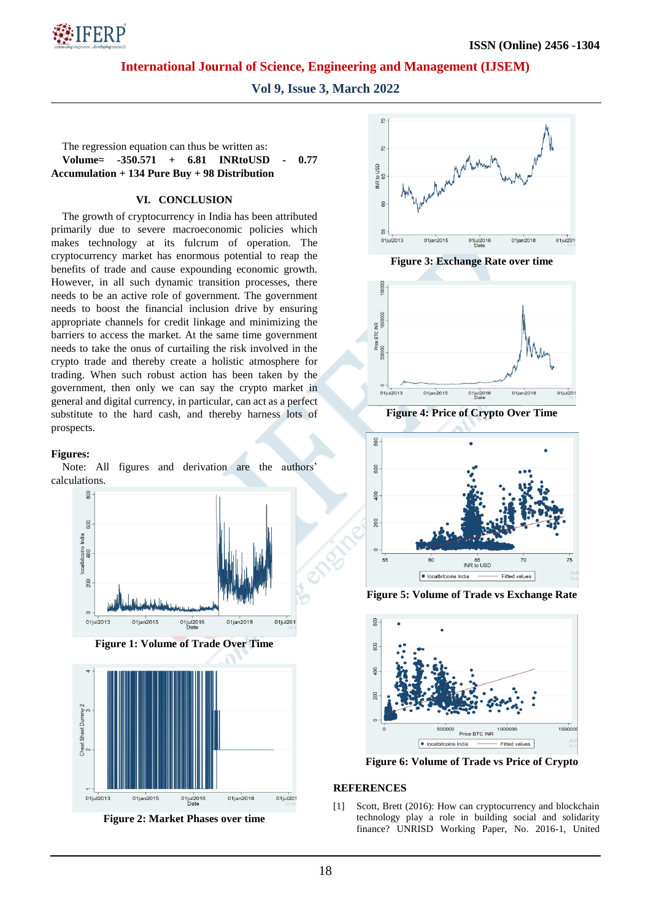The regression equation can thus be written as:

**Volume= -350.571 + 6.81 INRtoUSD - 0.77 Accumulation + 134 Pure Buy + 98 Distribution**

## VI. CONCLUSION

The growth of cryptocurrency in India has been attributed primarily due to severe macroeconomic policies which makes technology at its fulcrum of operation. The cryptocurrency market has enormous potential to reap the benefits of trade and cause expounding economic growth. However, in all such dynamic transition processes, there needs to be an active role of government. The government needs to boost the financial inclusion drive by ensuring appropriate channels for credit linkage and minimizing the barriers to access the market. At the same time government needs to take the onus of curtailing the risk involved in the crypto trade and thereby create a holistic atmosphere for trading. When such robust action has been taken by the government, then only we can say the crypto market in general and digital currency, in particular, can act as a perfect substitute to the hard cash, and thereby harness lots of prospects.

**Figures:**

Note: All figures and derivation are the authors' calculations.

**Figure 1: Volume of Trade Over Time**

**Figure 2: Market Phases over time**

**Figure 3: Exchange Rate over time**

**Figure 4: Price of Crypto Over Time**

**Figure 5: Volume of Trade vs Exchange Rate**

**Figure 6: Volume of Trade vs Price of Crypto**

## REFERENCES

[1] Scott, Brett (2016): How can cryptocurrency and blockchain technology play a role in building social and solidarity finance? UNRISD Working Paper, No. 2016-1, United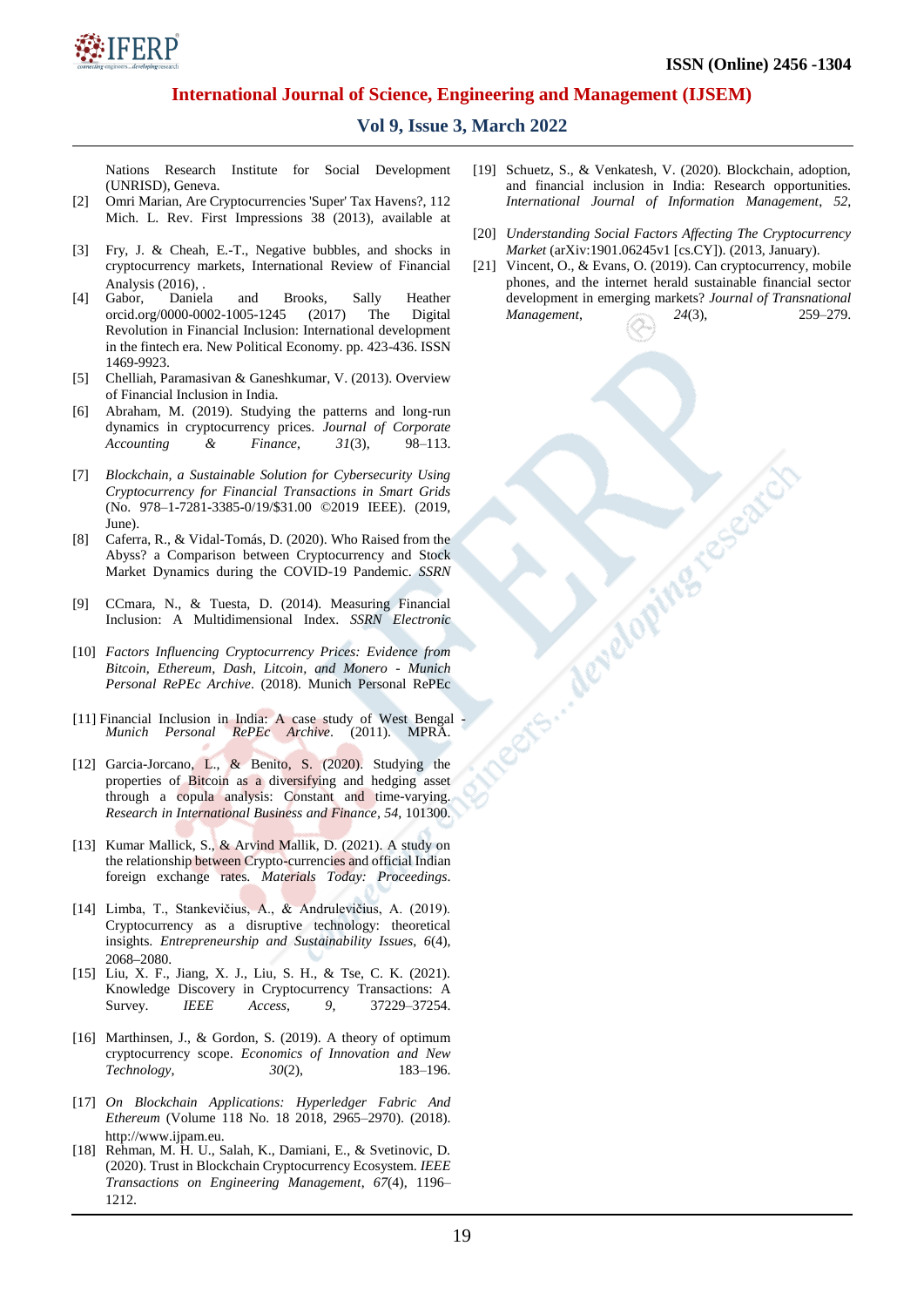Nations Research Institute for Social Development (UNRISD), Geneva.

[2] Omri Marian, Are Cryptocurrencies 'Super' Tax Havens?, 112 Mich. L. Rev. First Impressions 38 (2013), available at

[3] Fry, J. & Cheah, E.-T., Negative bubbles, and shocks in cryptocurrency markets, International Review of Financial Analysis (2016), .

[4] Gabor, Daniela and Brooks, Sally Heather orcid.org/0000-0002-1005-1245 (2017) The Digital Revolution in Financial Inclusion: International development in the fintech era. New Political Economy. pp. 423-436. ISSN 1469-9923.

[5] Chelliah, Paramasivan & Ganeshkumar, V. (2013). Overview of Financial Inclusion in India.

[6] Abraham, M. (2019). Studying the patterns and long-run dynamics in cryptocurrency prices. *Journal of Corporate Accounting & Finance*, *31*(3), 98–113.

[7] *Blockchain, a Sustainable Solution for Cybersecurity Using Cryptocurrency for Financial Transactions in Smart Grids* (No. 978–1-7281-3385-0/19/$31.00 ©2019 IEEE). (2019, June).

[8] Caferra, R., & Vidal-Tomás, D. (2020). Who Raised from the Abyss? a Comparison between Cryptocurrency and Stock Market Dynamics during the COVID-19 Pandemic. *SSRN*

[9] CCmara, N., & Tuesta, D. (2014). Measuring Financial Inclusion: A Multidimensional Index. *SSRN Electronic*

[10] *Factors Influencing Cryptocurrency Prices: Evidence from Bitcoin, Ethereum, Dash, Litcoin, and Monero - Munich Personal RePEc Archive*. (2018). Munich Personal RePEc

[11] Financial Inclusion in India: A case study of West Bengal - *Munich Personal RePEc Archive*. (2011). MPRA.

[12] Garcia-Jorcano, L., & Benito, S. (2020). Studying the properties of Bitcoin as a diversifying and hedging asset through a copula analysis: Constant and time-varying. *Research in International Business and Finance*, *54*, 101300.

[13] Kumar Mallick, S., & Arvind Mallik, D. (2021). A study on the relationship between Crypto-currencies and official Indian foreign exchange rates. *Materials Today: Proceedings*.

[14] Limba, T., Stankevičius, A., & Andrulevičius, A. (2019). Cryptocurrency as a disruptive technology: theoretical insights. *Entrepreneurship and Sustainability Issues*, *6*(4), 2068–2080.

[15] Liu, X. F., Jiang, X. J., Liu, S. H., & Tse, C. K. (2021). Knowledge Discovery in Cryptocurrency Transactions: A Survey. *IEEE Access*, *9*, 37229–37254.

[16] Marthinsen, J., & Gordon, S. (2019). A theory of optimum cryptocurrency scope. *Economics of Innovation and New Technology*, *30*(2), 183–196.

[17] *On Blockchain Applications: Hyperledger Fabric And Ethereum* (Volume 118 No. 18 2018, 2965–2970). (2018). http://www.ijpam.eu.

[18] Rehman, M. H. U., Salah, K., Damiani, E., & Svetinovic, D. (2020). Trust in Blockchain Cryptocurrency Ecosystem. *IEEE Transactions on Engineering Management*, *67*(4), 1196–1212.

[19] Schuetz, S., & Venkatesh, V. (2020). Blockchain, adoption, and financial inclusion in India: Research opportunities. *International Journal of Information Management*, *52*,

[20] *Understanding Social Factors Affecting The Cryptocurrency Market* (arXiv:1901.06245v1 [cs.CY]). (2013, January).

[21] Vincent, O., & Evans, O. (2019). Can cryptocurrency, mobile phones, and the internet herald sustainable financial sector development in emerging markets? *Journal of Transnational Management*, *24*(3), 259–279.